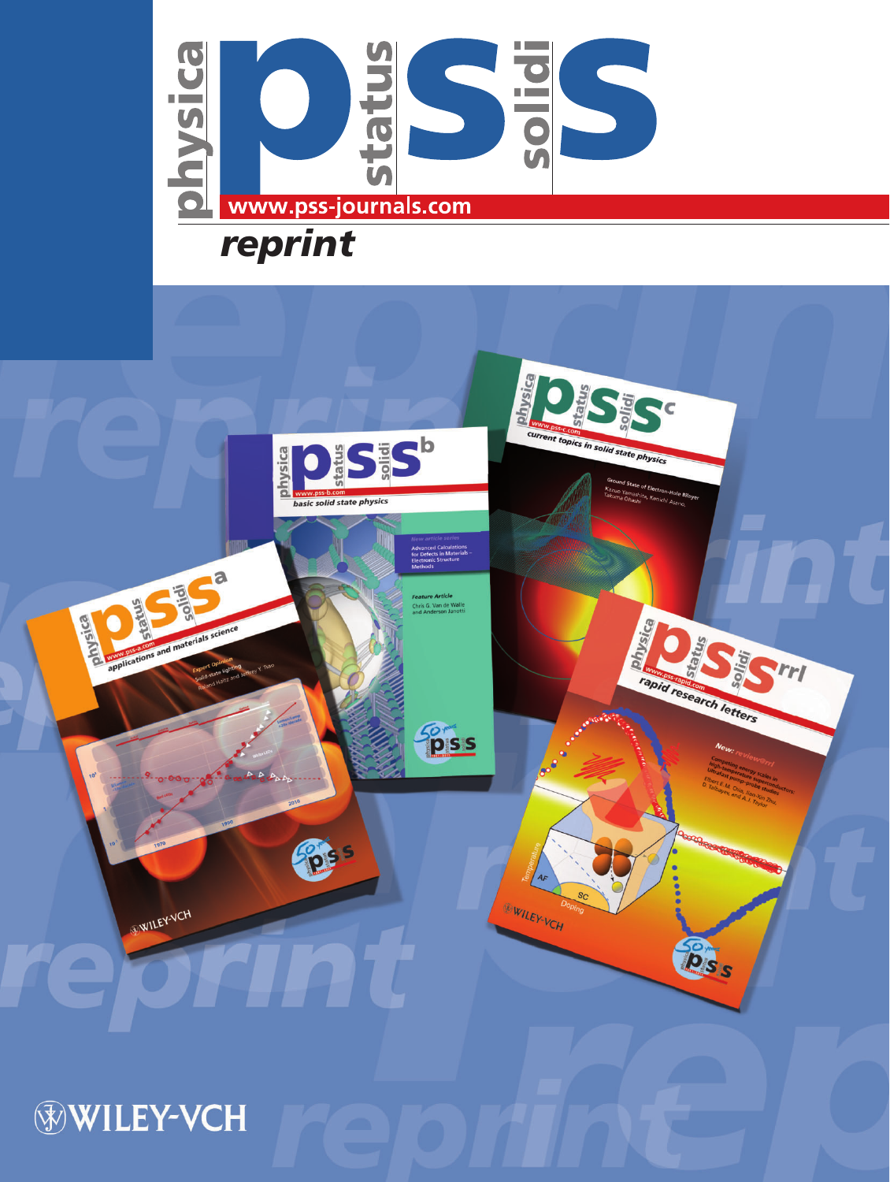# physica status solidi

www.pss-journals.com

*reprint*

WILEY-VCH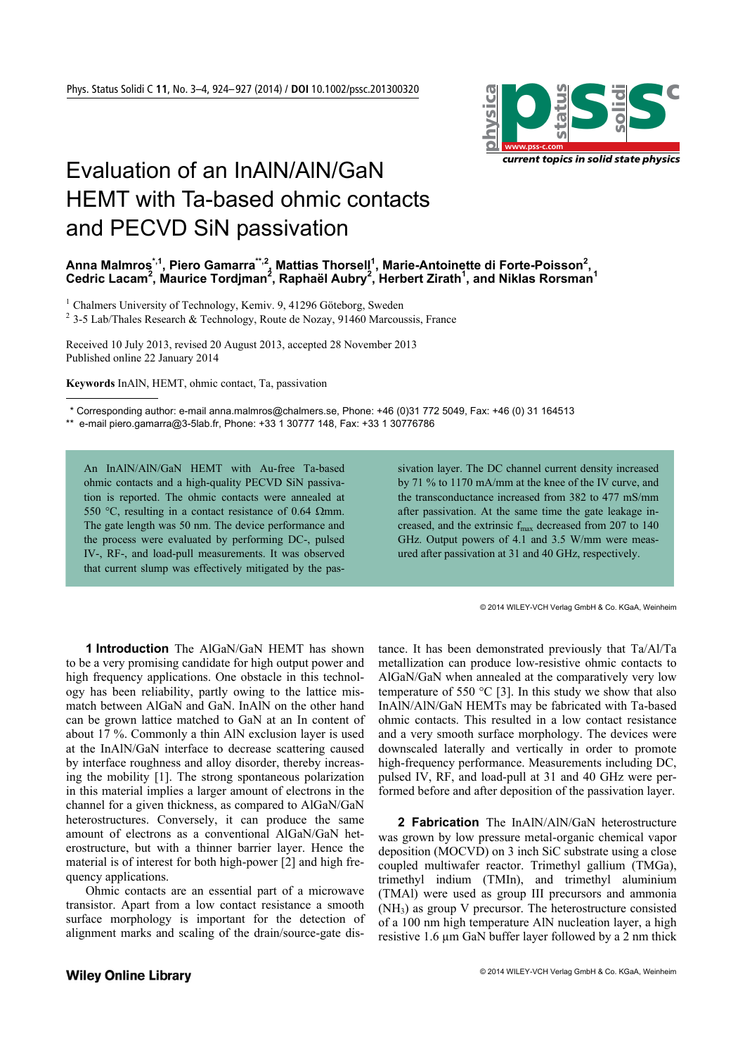# Evaluation of an InAlN/AlN/GaN HEMT with Ta-based ohmic contacts and PECVD SiN passivation

**Anna Malmros[*,1], Piero Gamarra[**,2], Mattias Thorsell[1], Marie-Antoinette di Forte-Poisson[2], Cedric Lacam[2], Maurice Tordjman[2], Raphaël Aubry[2], Herbert Zirath[1], and Niklas Rorsman[1]**

[1] Chalmers University of Technology, Kemiv. 9, 41296 Göteborg, Sweden
[2] 3-5 Lab/Thales Research & Technology, Route de Nozay, 91460 Marcoussis, France

Received 10 July 2013, revised 20 August 2013, accepted 28 November 2013
Published online 22 January 2014

**Keywords** InAlN, HEMT, ohmic contact, Ta, passivation

[*] Corresponding author: e-mail anna.malmros@chalmers.se, Phone: +46 (0)31 772 5049, Fax: +46 (0) 31 164513
[**] e-mail piero.gamarra@3-5lab.fr, Phone: +33 1 30777 148, Fax: +33 1 30776786

An InAlN/AlN/GaN HEMT with Au-free Ta-based ohmic contacts and a high-quality PECVD SiN passivation is reported. The ohmic contacts were annealed at 550 °C, resulting in a contact resistance of 0.64 Ωmm. The gate length was 50 nm. The device performance and the process were evaluated by performing DC-, pulsed IV-, RF-, and load-pull measurements. It was observed that current slump was effectively mitigated by the passivation layer. The DC channel current density increased by 71 % to 1170 mA/mm at the knee of the IV curve, and the transconductance increased from 382 to 477 mS/mm after passivation. At the same time the gate leakage increased, and the extrinsic $f_{max}$ decreased from 207 to 140 GHz. Output powers of 4.1 and 3.5 W/mm were measured after passivation at 31 and 40 GHz, respectively.

© 2014 WILEY-VCH Verlag GmbH & Co. KGaA, Weinheim

**1 Introduction** The AlGaN/GaN HEMT has shown to be a very promising candidate for high output power and high frequency applications. One obstacle in this technology has been reliability, partly owing to the lattice mismatch between AlGaN and GaN. InAlN on the other hand can be grown lattice matched to GaN at an In content of about 17 %. Commonly a thin AlN exclusion layer is used at the InAlN/GaN interface to decrease scattering caused by interface roughness and alloy disorder, thereby increasing the mobility [1]. The strong spontaneous polarization in this material implies a larger amount of electrons in the channel for a given thickness, as compared to AlGaN/GaN heterostructures. Conversely, it can produce the same amount of electrons as a conventional AlGaN/GaN heterostructure, but with a thinner barrier layer. Hence the material is of interest for both high-power [2] and high frequency applications.

Ohmic contacts are an essential part of a microwave transistor. Apart from a low contact resistance a smooth surface morphology is important for the detection of alignment marks and scaling of the drain/source-gate distance. It has been demonstrated previously that Ta/Al/Ta metallization can produce low-resistive ohmic contacts to AlGaN/GaN when annealed at the comparatively very low temperature of 550 °C [3]. In this study we show that also InAlN/AlN/GaN HEMTs may be fabricated with Ta-based ohmic contacts. This resulted in a low contact resistance and a very smooth surface morphology. The devices were downscaled laterally and vertically in order to promote high-frequency performance. Measurements including DC, pulsed IV, RF, and load-pull at 31 and 40 GHz were performed before and after deposition of the passivation layer.

**2 Fabrication** The InAlN/AlN/GaN heterostructure was grown by low pressure metal-organic chemical vapor deposition (MOCVD) on 3 inch SiC substrate using a close coupled multiwafer reactor. Trimethyl gallium (TMGa), trimethyl indium (TMIn), and trimethyl aluminium (TMAl) were used as group III precursors and ammonia ($NH_3$) as group V precursor. The heterostructure consisted of a 100 nm high temperature AlN nucleation layer, a high resistive 1.6 µm GaN buffer layer followed by a 2 nm thick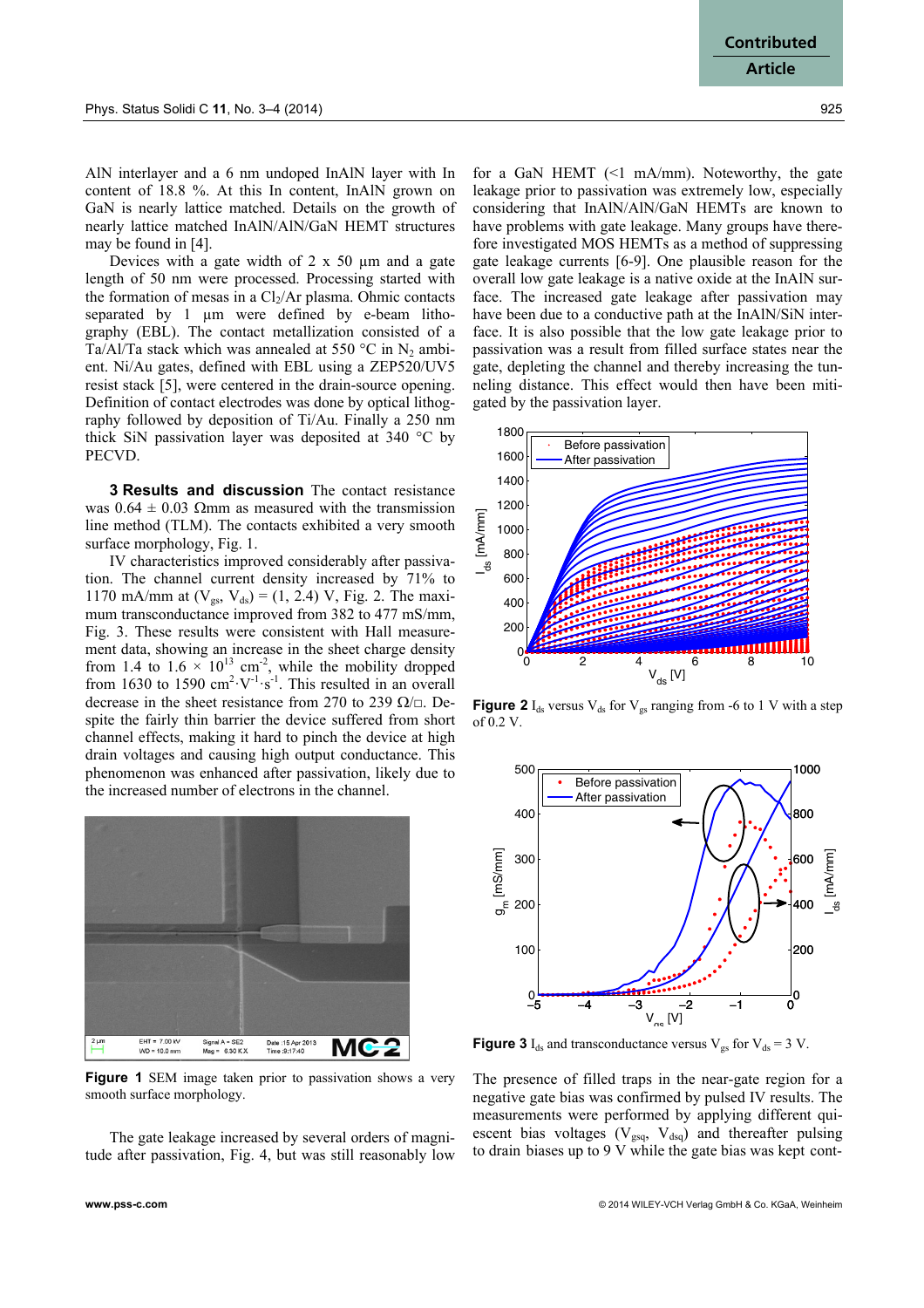AlN interlayer and a 6 nm undoped InAlN layer with In content of 18.8 %. At this In content, InAlN grown on GaN is nearly lattice matched. Details on the growth of nearly lattice matched InAlN/AlN/GaN HEMT structures may be found in [4].

Devices with a gate width of 2 x 50 µm and a gate length of 50 nm were processed. Processing started with the formation of mesas in a $Cl_2$/Ar plasma. Ohmic contacts separated by 1 µm were defined by e-beam lithography (EBL). The contact metallization consisted of a Ta/Al/Ta stack which was annealed at 550 °C in $N_2$ ambient. Ni/Au gates, defined with EBL using a ZEP520/UV5 resist stack [5], were centered in the drain-source opening. Definition of contact electrodes was done by optical lithography followed by deposition of Ti/Au. Finally a 250 nm thick SiN passivation layer was deposited at 340 °C by PECVD.

**3 Results and discussion** The contact resistance was 0.64 ± 0.03 Ωmm as measured with the transmission line method (TLM). The contacts exhibited a very smooth surface morphology, Fig. 1.

IV characteristics improved considerably after passivation. The channel current density increased by 71% to 1170 mA/mm at ($V_{gs}$, $V_{ds}$) = (1, 2.4) V, Fig. 2. The maximum transconductance improved from 382 to 477 mS/mm, Fig. 3. These results were consistent with Hall measurement data, showing an increase in the sheet charge density from 1.4 to 1.6 × $10^{13}$ $cm^{-2}$, while the mobility dropped from 1630 to 1590 $cm^2 \cdot V^{-1} \cdot s^{-1}$. This resulted in an overall decrease in the sheet resistance from 270 to 239 Ω/□. Despite the fairly thin barrier the device suffered from short channel effects, making it hard to pinch the device at high drain voltages and causing high output conductance. This phenomenon was enhanced after passivation, likely due to the increased number of electrons in the channel.

**Figure 1** SEM image taken prior to passivation shows a very smooth surface morphology.

The gate leakage increased by several orders of magnitude after passivation, Fig. 4, but was still reasonably low for a GaN HEMT (<1 mA/mm). Noteworthy, the gate leakage prior to passivation was extremely low, especially considering that InAlN/AlN/GaN HEMTs are known to have problems with gate leakage. Many groups have therefore investigated MOS HEMTs as a method of suppressing gate leakage currents [6-9]. One plausible reason for the overall low gate leakage is a native oxide at the InAlN surface. The increased gate leakage after passivation may have been due to a conductive path at the InAlN/SiN interface. It is also possible that the low gate leakage prior to passivation was a result from filled surface states near the gate, depleting the channel and thereby increasing the tunneling distance. This effect would then have been mitigated by the passivation layer.

**Figure 2** $I_{ds}$ versus $V_{ds}$ for $V_{gs}$ ranging from -6 to 1 V with a step of 0.2 V.

**Figure 3** $I_{ds}$ and transconductance versus $V_{gs}$ for $V_{ds}$ = 3 V.

The presence of filled traps in the near-gate region for a negative gate bias was confirmed by pulsed IV results. The measurements were performed by applying different quiescent bias voltages ($V_{gsq}$, $V_{dsq}$) and thereafter pulsing to drain biases up to 9 V while the gate bias was kept cont-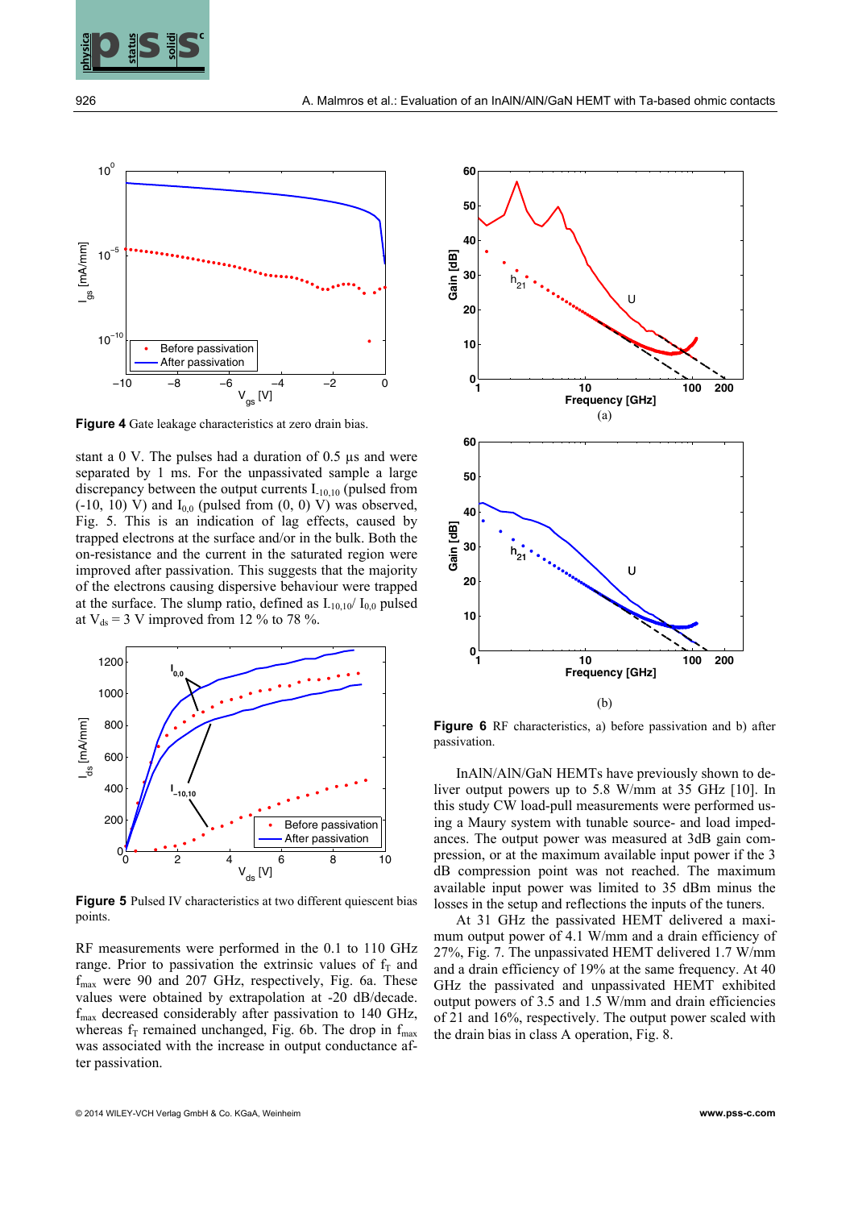**Figure 4** Gate leakage characteristics at zero drain bias.

stant a 0 V. The pulses had a duration of 0.5 µs and were separated by 1 ms. For the unpassivated sample a large discrepancy between the output currents $I_{-10,10}$ (pulsed from (-10, 10) V) and $I_{0,0}$ (pulsed from (0, 0) V) was observed, Fig. 5. This is an indication of lag effects, caused by trapped electrons at the surface and/or in the bulk. Both the on-resistance and the current in the saturated region were improved after passivation. This suggests that the majority of the electrons causing dispersive behaviour were trapped at the surface. The slump ratio, defined as $I_{-10,10}/ I_{0,0}$ pulsed at $V_{ds}$ = 3 V improved from 12 % to 78 %.

**Figure 5** Pulsed IV characteristics at two different quiescent bias points.

RF measurements were performed in the 0.1 to 110 GHz range. Prior to passivation the extrinsic values of $f_T$ and $f_{max}$ were 90 and 207 GHz, respectively, Fig. 6a. These values were obtained by extrapolation at -20 dB/decade. $f_{max}$ decreased considerably after passivation to 140 GHz, whereas $f_T$ remained unchanged, Fig. 6b. The drop in $f_{max}$ was associated with the increase in output conductance after passivation.

**Figure 6** RF characteristics, a) before passivation and b) after passivation.

InAlN/AlN/GaN HEMTs have previously shown to deliver output powers up to 5.8 W/mm at 35 GHz [10]. In this study CW load-pull measurements were performed using a Maury system with tunable source- and load impedances. The output power was measured at 3dB gain compression, or at the maximum available input power if the 3 dB compression point was not reached. The maximum available input power was limited to 35 dBm minus the losses in the setup and reflections the inputs of the tuners.

At 31 GHz the passivated HEMT delivered a maximum output power of 4.1 W/mm and a drain efficiency of 27%, Fig. 7. The unpassivated HEMT delivered 1.7 W/mm and a drain efficiency of 19% at the same frequency. At 40 GHz the passivated and unpassivated HEMT exhibited output powers of 3.5 and 1.5 W/mm and drain efficiencies of 21 and 16%, respectively. The output power scaled with the drain bias in class A operation, Fig. 8.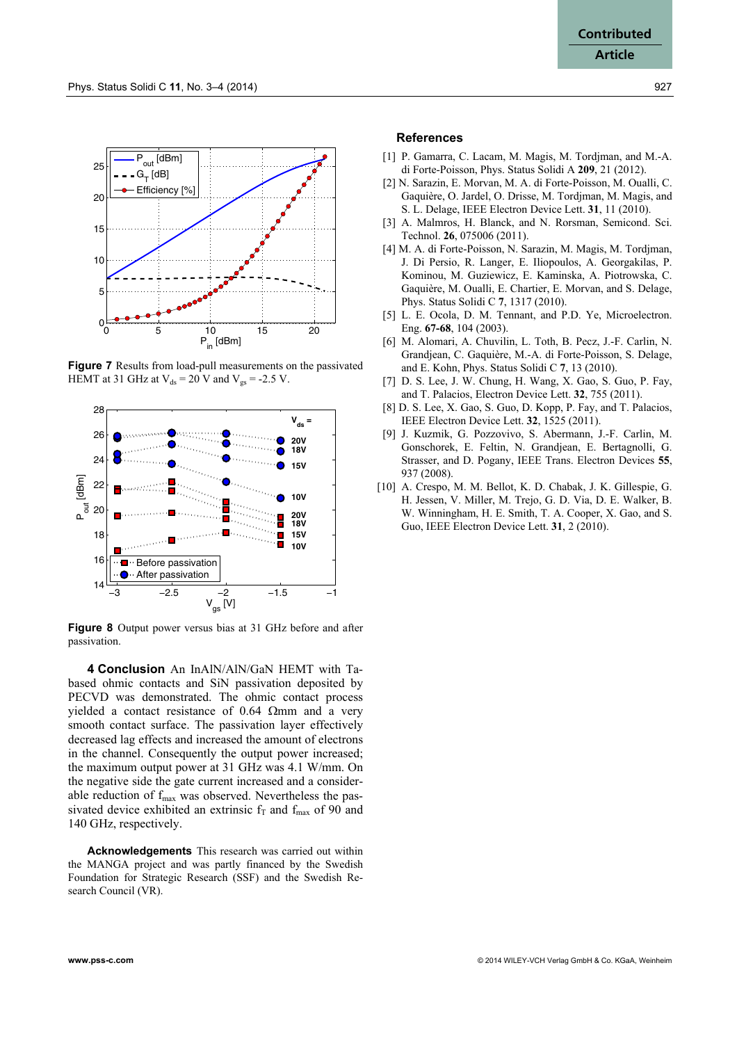$P_{out}$ [dBm]

$G_T$ [dB]

Efficiency [%]

25

20

15

10

5

0

0

5

10

15

20

$P_{in}$ [dBm]

**Figure 7** Results from load-pull measurements on the passivated HEMT at 31 GHz at $V_{ds}$ = 20 V and $V_{gs}$ = -2.5 V.

28

26

24

22

20

18

16

14

$P_{out}$ [dBm]

$V_{ds}$ =

20V

18V

15V

10V

20V

18V

15V

10V

Before passivation

After passivation

−3

−2.5

−2

−1.5

−1

$V_{gs}$ [V]

**Figure 8** Output power versus bias at 31 GHz before and after passivation.

**4 Conclusion** An InAlN/AlN/GaN HEMT with Ta-based ohmic contacts and SiN passivation deposited by PECVD was demonstrated. The ohmic contact process yielded a contact resistance of 0.64 Ωmm and a very smooth contact surface. The passivation layer effectively decreased lag effects and increased the amount of electrons in the channel. Consequently the output power increased; the maximum output power at 31 GHz was 4.1 W/mm. On the negative side the gate current increased and a considerable reduction of $f_{max}$ was observed. Nevertheless the passivated device exhibited an extrinsic $f_T$ and $f_{max}$ of 90 and 140 GHz, respectively.

**Acknowledgements** This research was carried out within the MANGA project and was partly financed by the Swedish Foundation for Strategic Research (SSF) and the Swedish Research Council (VR).

## References

[1] P. Gamarra, C. Lacam, M. Magis, M. Tordjman, and M.-A. di Forte-Poisson, Phys. Status Solidi A **209**, 21 (2012).

[2] N. Sarazin, E. Morvan, M. A. di Forte-Poisson, M. Oualli, C. Gaquière, O. Jardel, O. Drisse, M. Tordjman, M. Magis, and S. L. Delage, IEEE Electron Device Lett. **31**, 11 (2010).

[3] A. Malmros, H. Blanck, and N. Rorsman, Semicond. Sci. Technol. **26**, 075006 (2011).

[4] M. A. di Forte-Poisson, N. Sarazin, M. Magis, M. Tordjman, J. Di Persio, R. Langer, E. Iliopoulos, A. Georgakilas, P. Kominou, M. Guziewicz, E. Kaminska, A. Piotrowska, C. Gaquière, M. Oualli, E. Chartier, E. Morvan, and S. Delage, Phys. Status Solidi C **7**, 1317 (2010).

[5] L. E. Ocola, D. M. Tennant, and P.D. Ye, Microelectron. Eng. **67-68**, 104 (2003).

[6] M. Alomari, A. Chuvilin, L. Toth, B. Pecz, J.-F. Carlin, N. Grandjean, C. Gaquière, M.-A. di Forte-Poisson, S. Delage, and E. Kohn, Phys. Status Solidi C **7**, 13 (2010).

[7] D. S. Lee, J. W. Chung, H. Wang, X. Gao, S. Guo, P. Fay, and T. Palacios, Electron Device Lett. **32**, 755 (2011).

[8] D. S. Lee, X. Gao, S. Guo, D. Kopp, P. Fay, and T. Palacios, IEEE Electron Device Lett. **32**, 1525 (2011).

[9] J. Kuzmik, G. Pozzovivo, S. Abermann, J.-F. Carlin, M. Gonschorek, E. Feltin, N. Grandjean, E. Bertagnolli, G. Strasser, and D. Pogany, IEEE Trans. Electron Devices **55**, 937 (2008).

[10] A. Crespo, M. M. Bellot, K. D. Chabak, J. K. Gillespie, G. H. Jessen, V. Miller, M. Trejo, G. D. Via, D. E. Walker, B. W. Winningham, H. E. Smith, T. A. Cooper, X. Gao, and S. Guo, IEEE Electron Device Lett. **31**, 2 (2010).